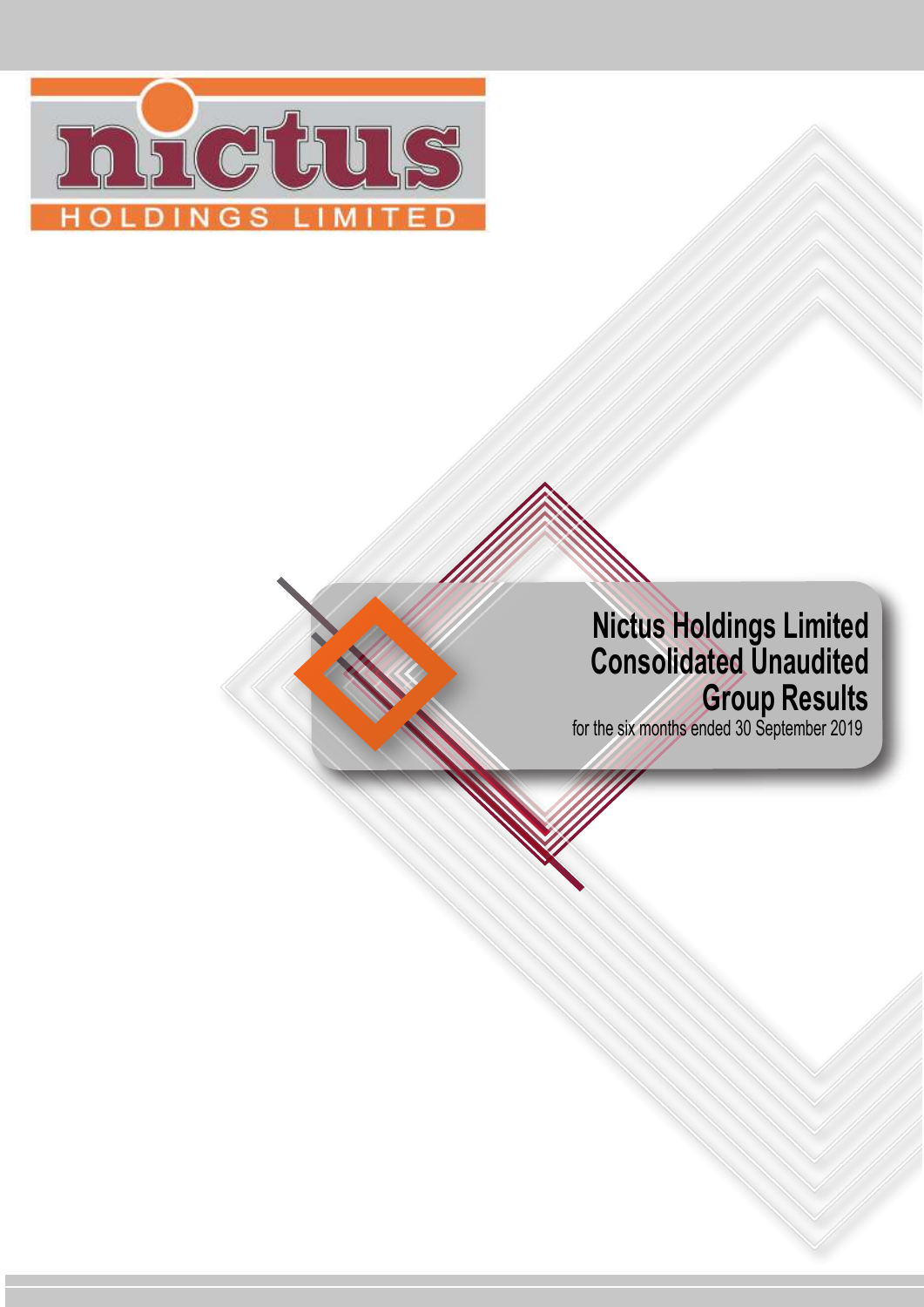nictus

HOLDINGS LIMITED

# Nictus Holdings Limited Consolidated Unaudited Group Results

for the six months ended 30 September 2019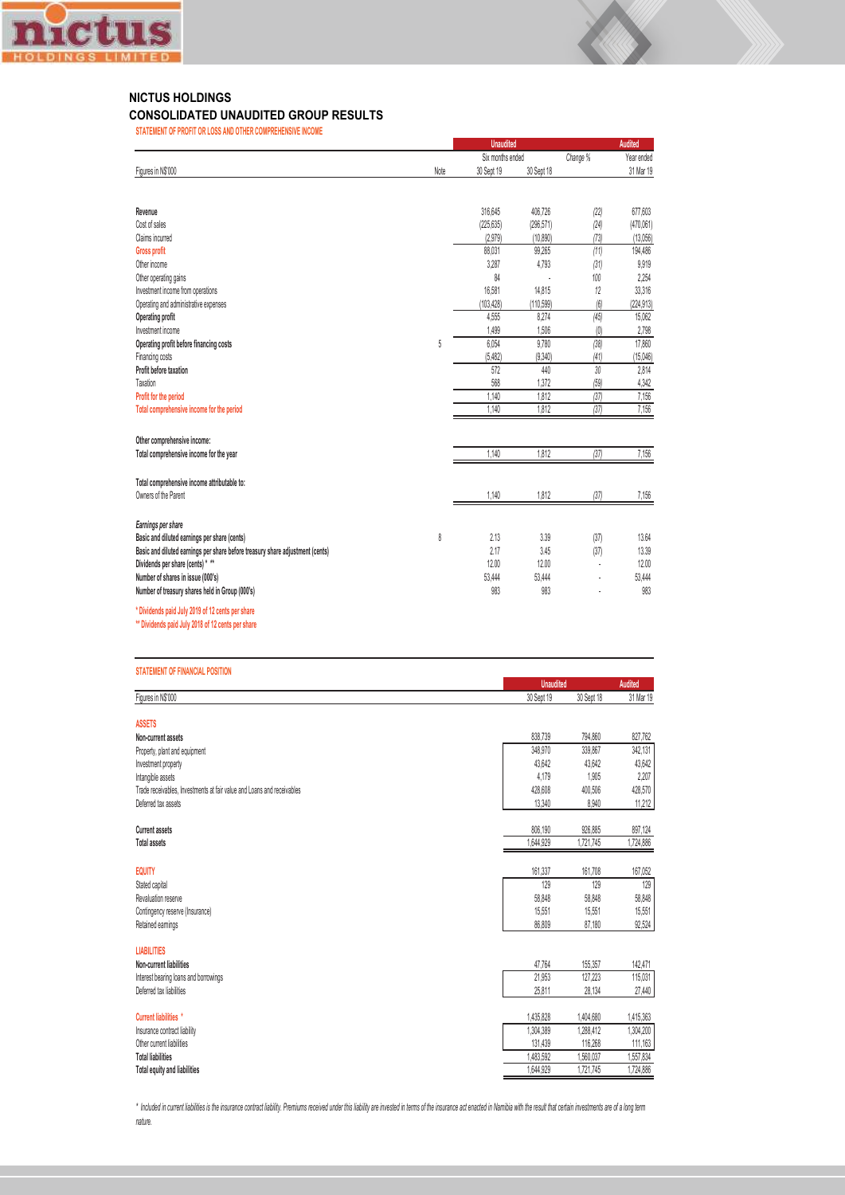# NICTUS HOLDINGS

## CONSOLIDATED UNAUDITED GROUP RESULTS

### STATEMENT OF PROFIT OR LOSS AND OTHER COMPREHENSIVE INCOME

| Figures in N$'000 | Note | Unaudited Six months ended 30 Sept 19 | Unaudited Six months ended 30 Sept 18 | Change % | Audited Year ended 31 Mar 19 |
|---|---|---|---|---|---|
| **Revenue** | | 316,645 | 406,726 | (22) | 677,603 |
| Cost of sales | | (225,635) | (296,571) | (24) | (470,061) |
| Claims incurred | | (2,979) | (10,890) | (73) | (13,056) |
| **Gross profit** | | 88,031 | 99,265 | (11) | 194,486 |
| Other income | | 3,287 | 4,793 | (31) | 9,919 |
| Other operating gains | | 84 | - | 100 | 2,254 |
| Investment income from operations | | 16,581 | 14,815 | 12 | 33,316 |
| Operating and administrative expenses | | (103,428) | (110,599) | (6) | (224,913) |
| **Operating profit** | | 4,555 | 8,274 | (45) | 15,062 |
| Investment income | | 1,499 | 1,506 | (0) | 2,798 |
| **Operating profit before financing costs** | 5 | 6,054 | 9,780 | (38) | 17,860 |
| Financing costs | | (5,482) | (9,340) | (41) | (15,046) |
| **Profit before taxation** | | 572 | 440 | 30 | 2,814 |
| Taxation | | 568 | 1,372 | (59) | 4,342 |
| **Profit for the period** | | 1,140 | 1,812 | (37) | 7,156 |
| **Total comprehensive income for the period** | | 1,140 | 1,812 | (37) | 7,156 |
| | | | | | |
| **Other comprehensive income:** | | | | | |
| **Total comprehensive income for the year** | | 1,140 | 1,812 | (37) | 7,156 |
| | | | | | |
| **Total comprehensive income attributable to:** | | | | | |
| Owners of the Parent | | 1,140 | 1,812 | (37) | 7,156 |
| | | | | | |
| ***Earnings per share*** | | | | | |
| **Basic and diluted earnings per share (cents)** | 8 | 2.13 | 3.39 | (37) | 13.64 |
| **Basic and diluted earnings per share before treasury share adjustment (cents)** | | 2.17 | 3.45 | (37) | 13.39 |
| **Dividends per share (cents) * \*\*** | | 12.00 | 12.00 | - | 12.00 |
| **Number of shares in issue (000's)** | | 53,444 | 53,444 | - | 53,444 |
| **Number of treasury shares held in Group (000's)** | | 983 | 983 | - | 983 |

\* Dividends paid July 2019 of 12 cents per share

\*\* Dividends paid July 2018 of 12 cents per share

### STATEMENT OF FINANCIAL POSITION

| Figures in N$'000 | Unaudited 30 Sept 19 | Unaudited 30 Sept 18 | Audited 31 Mar 19 |
|---|---|---|---|
| **ASSETS** | | | |
| **Non-current assets** | 838,739 | 794,860 | 827,762 |
| Property, plant and equipment | 348,970 | 339,867 | 342,131 |
| Investment property | 43,642 | 43,642 | 43,642 |
| Intangible assets | 4,179 | 1,905 | 2,207 |
| Trade receivables, Investments at fair value and Loans and receivables | 428,608 | 400,506 | 428,570 |
| Deferred tax assets | 13,340 | 8,940 | 11,212 |
| | | | |
| **Current assets** | 806,190 | 926,885 | 897,124 |
| **Total assets** | 1,644,929 | 1,721,745 | 1,724,886 |
| | | | |
| **EQUITY** | 161,337 | 161,708 | 167,052 |
| Stated capital | 129 | 129 | 129 |
| Revaluation reserve | 58,848 | 58,848 | 58,848 |
| Contingency reserve (Insurance) | 15,551 | 15,551 | 15,551 |
| Retained earnings | 86,809 | 87,180 | 92,524 |
| | | | |
| **LIABILITIES** | | | |
| **Non-current liabilities** | 47,764 | 155,357 | 142,471 |
| Interest bearing loans and borrowings | 21,953 | 127,223 | 115,031 |
| Deferred tax liabilities | 25,811 | 28,134 | 27,440 |
| | | | |
| **Current liabilities \*** | 1,435,828 | 1,404,680 | 1,415,363 |
| Insurance contract liability | 1,304,389 | 1,288,412 | 1,304,200 |
| Other current liabilities | 131,439 | 116,268 | 111,163 |
| **Total liabilities** | 1,483,592 | 1,560,037 | 1,557,834 |
| **Total equity and liabilities** | 1,644,929 | 1,721,745 | 1,724,886 |

*\* Included in current liabilities is the insurance contract liability. Premiums received under this liability are invested in terms of the insurance act enacted in Namibia with the result that certain investments are of a long term nature.*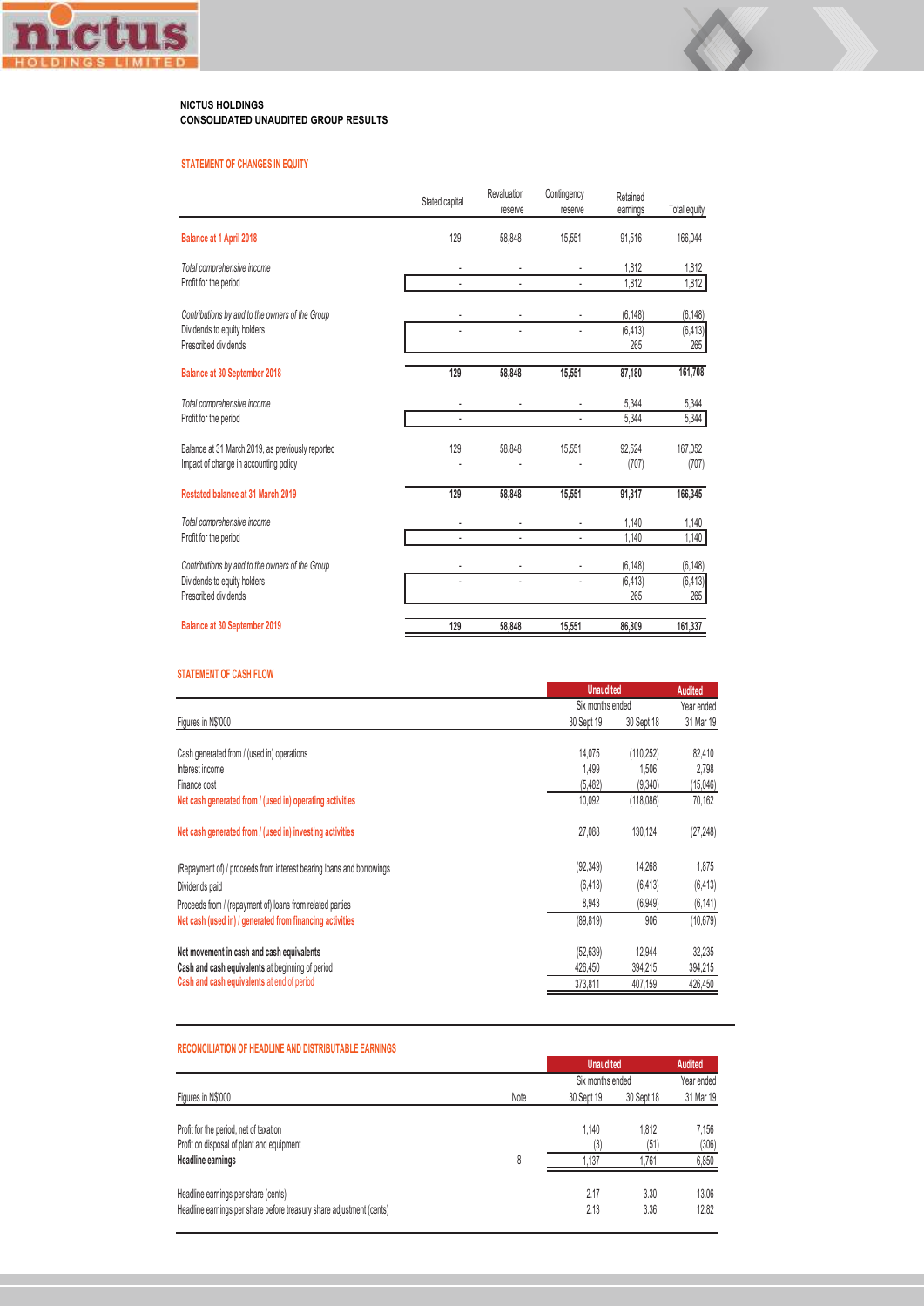**NICTUS HOLDINGS**
**CONSOLIDATED UNAUDITED GROUP RESULTS**

## STATEMENT OF CHANGES IN EQUITY

| | Stated capital | Revaluation reserve | Contingency reserve | Retained earnings | Total equity |
|---|---|---|---|---|---|
| **Balance at 1 April 2018** | 129 | 58,848 | 15,551 | 91,516 | 166,044 |
| *Total comprehensive income* | - | - | - | 1,812 | 1,812 |
| Profit for the period | - | - | - | 1,812 | 1,812 |
| *Contributions by and to the owners of the Group* | - | - | - | (6,148) | (6,148) |
| Dividends to equity holders | - | - | - | (6,413) | (6,413) |
| Prescribed dividends | | | | 265 | 265 |
| **Balance at 30 September 2018** | **129** | **58,848** | **15,551** | **87,180** | **161,708** |
| *Total comprehensive income* | - | - | - | 5,344 | 5,344 |
| Profit for the period | - | | - | 5,344 | 5,344 |
| Balance at 31 March 2019, as previously reported | 129 | 58,848 | 15,551 | 92,524 | 167,052 |
| Impact of change in accounting policy | - | | - | (707) | (707) |
| **Restated balance at 31 March 2019** | **129** | **58,848** | **15,551** | **91,817** | **166,345** |
| *Total comprehensive income* | - | - | - | 1,140 | 1,140 |
| Profit for the period | - | - | - | 1,140 | 1,140 |
| *Contributions by and to the owners of the Group* | - | - | - | (6,148) | (6,148) |
| Dividends to equity holders | - | - | - | (6,413) | (6,413) |
| Prescribed dividends | | | | 265 | 265 |
| **Balance at 30 September 2019** | **129** | **58,848** | **15,551** | **86,809** | **161,337** |

## STATEMENT OF CASH FLOW

| | Unaudited | | Audited |
|---|---|---|---|
| | Six months ended | | Year ended |
| Figures in N$'000 | 30 Sept 19 | 30 Sept 18 | 31 Mar 19 |
| Cash generated from / (used in) operations | 14,075 | (110,252) | 82,410 |
| Interest income | 1,499 | 1,506 | 2,798 |
| Finance cost | (5,482) | (9,340) | (15,046) |
| **Net cash generated from / (used in) operating activities** | 10,092 | (118,086) | 70,162 |
| **Net cash generated from / (used in) investing activities** | 27,088 | 130,124 | (27,248) |
| (Repayment of) / proceeds from interest bearing loans and borrowings | (92,349) | 14,268 | 1,875 |
| Dividends paid | (6,413) | (6,413) | (6,413) |
| Proceeds from / (repayment of) loans from related parties | 8,943 | (6,949) | (6,141) |
| **Net cash (used in) / generated from financing activities** | (89,819) | 906 | (10,679) |
| **Net movement in cash and cash equivalents** | (52,639) | 12,944 | 32,235 |
| **Cash and cash equivalents** at beginning of period | 426,450 | 394,215 | 394,215 |
| **Cash and cash equivalents** at end of period | 373,811 | 407,159 | 426,450 |

## RECONCILIATION OF HEADLINE AND DISTRIBUTABLE EARNINGS

| | | Unaudited | | Audited |
|---|---|---|---|---|
| | | Six months ended | | Year ended |
| Figures in N$'000 | Note | 30 Sept 19 | 30 Sept 18 | 31 Mar 19 |
| Profit for the period, net of taxation | | 1,140 | 1,812 | 7,156 |
| Profit on disposal of plant and equipment | | (3) | (51) | (306) |
| **Headline earnings** | 8 | 1,137 | 1,761 | 6,850 |
| Headline earnings per share (cents) | | 2.17 | 3.30 | 13.06 |
| Headline earnings per share before treasury share adjustment (cents) | | 2.13 | 3.36 | 12.82 |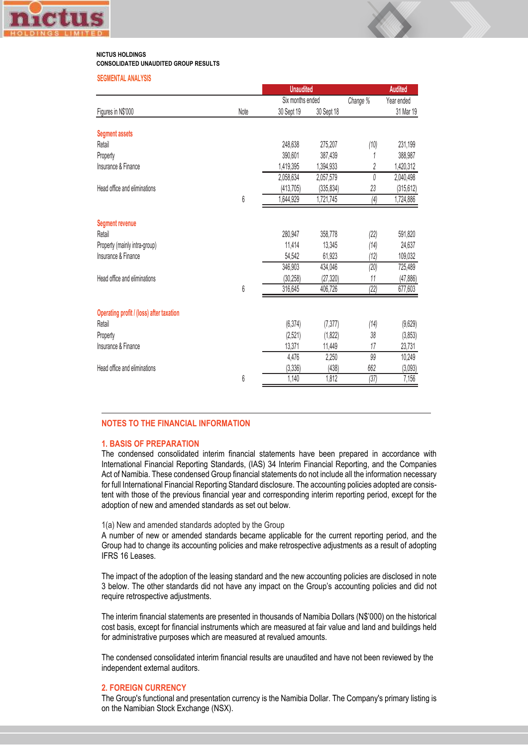**NICTUS HOLDINGS**
**CONSOLIDATED UNAUDITED GROUP RESULTS**

## SEGMENTAL ANALYSIS

| | | Unaudited | | | Audited |
|---|---|---|---|---|---|
| | | Six months ended | | *Change %* | Year ended |
| Figures in N$'000 | Note | 30 Sept 19 | 30 Sept 18 | | 31 Mar 19 |
| **Segment assets** | | | | | |
| Retail | | 248,638 | 275,207 | *(10)* | 231,199 |
| Property | | 390,601 | 387,439 | *1* | 388,987 |
| Insurance & Finance | | 1,419,395 | 1,394,933 | *2* | 1,420,312 |
| | | 2,058,634 | 2,057,579 | *0* | 2,040,498 |
| Head office and eliminations | | (413,705) | (335,834) | *23* | (315,612) |
| | 6 | 1,644,929 | 1,721,745 | *(4)* | 1,724,886 |
| **Segment revenue** | | | | | |
| Retail | | 280,947 | 358,778 | *(22)* | 591,820 |
| Property (mainly intra-group) | | 11,414 | 13,345 | *(14)* | 24,637 |
| Insurance & Finance | | 54,542 | 61,923 | *(12)* | 109,032 |
| | | 346,903 | 434,046 | *(20)* | 725,489 |
| Head office and eliminations | | (30,258) | (27,320) | *11* | (47,886) |
| | 6 | 316,645 | 406,726 | *(22)* | 677,603 |
| **Operating profit / (loss) after taxation** | | | | | |
| Retail | | (6,374) | (7,377) | *(14)* | (9,629) |
| Property | | (2,521) | (1,822) | *38* | (3,853) |
| Insurance & Finance | | 13,371 | 11,449 | *17* | 23,731 |
| | | 4,476 | 2,250 | *99* | 10,249 |
| Head office and eliminations | | (3,336) | (438) | *662* | (3,093) |
| | 6 | 1,140 | 1,812 | *(37)* | 7,156 |

## NOTES TO THE FINANCIAL INFORMATION

### 1. BASIS OF PREPARATION

The condensed consolidated interim financial statements have been prepared in accordance with International Financial Reporting Standards, (IAS) 34 Interim Financial Reporting, and the Companies Act of Namibia. These condensed Group financial statements do not include all the information necessary for full International Financial Reporting Standard disclosure. The accounting policies adopted are consistent with those of the previous financial year and corresponding interim reporting period, except for the adoption of new and amended standards as set out below.

1(a) New and amended standards adopted by the Group

A number of new or amended standards became applicable for the current reporting period, and the Group had to change its accounting policies and make retrospective adjustments as a result of adopting IFRS 16 Leases.

The impact of the adoption of the leasing standard and the new accounting policies are disclosed in note 3 below. The other standards did not have any impact on the Group's accounting policies and did not require retrospective adjustments.

The interim financial statements are presented in thousands of Namibia Dollars (N$'000) on the historical cost basis, except for financial instruments which are measured at fair value and land and buildings held for administrative purposes which are measured at revalued amounts.

The condensed consolidated interim financial results are unaudited and have not been reviewed by the independent external auditors.

### 2. FOREIGN CURRENCY

The Group's functional and presentation currency is the Namibia Dollar. The Company's primary listing is on the Namibian Stock Exchange (NSX).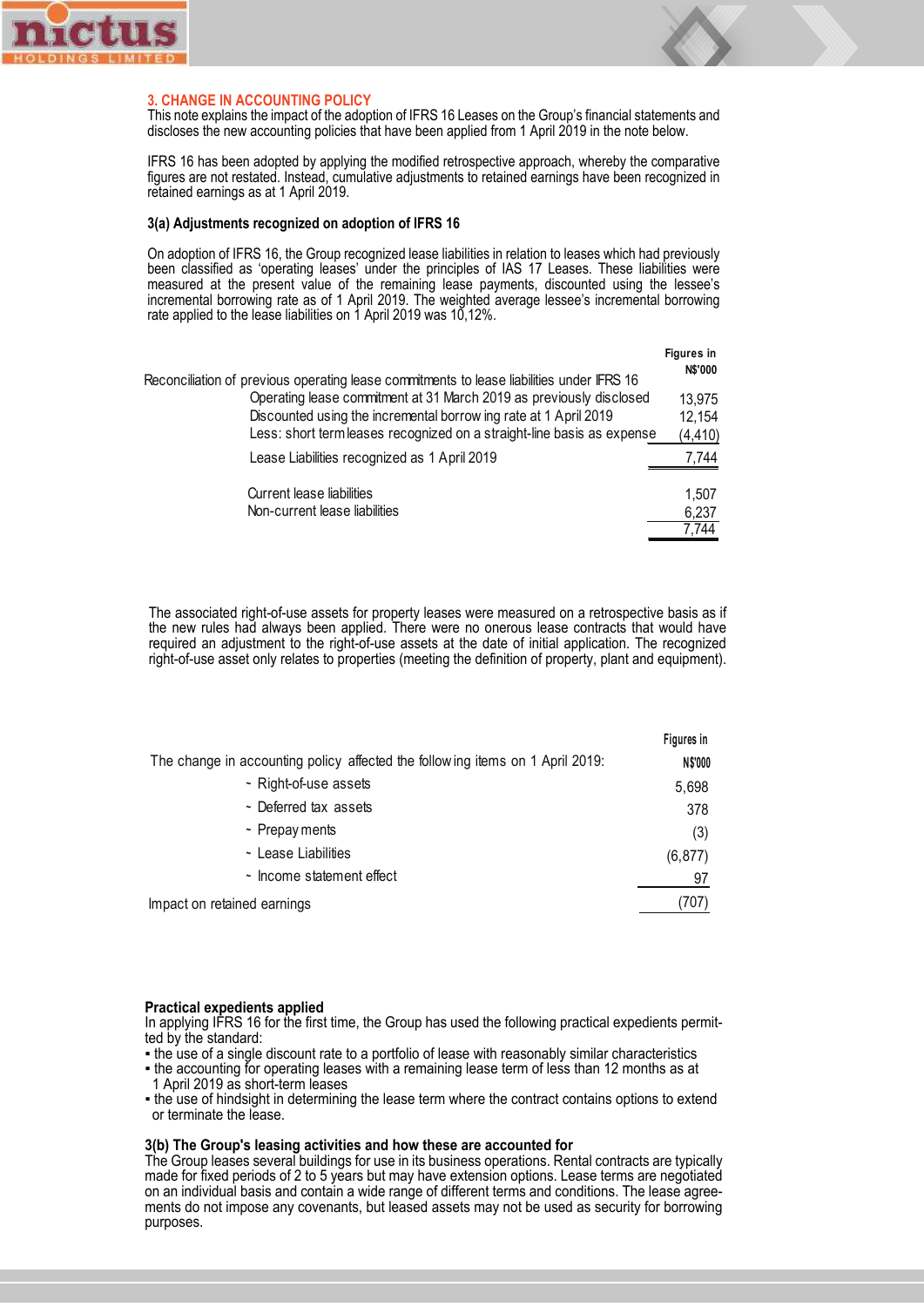## 3. CHANGE IN ACCOUNTING POLICY

This note explains the impact of the adoption of IFRS 16 Leases on the Group's financial statements and discloses the new accounting policies that have been applied from 1 April 2019 in the note below.

IFRS 16 has been adopted by applying the modified retrospective approach, whereby the comparative figures are not restated. Instead, cumulative adjustments to retained earnings have been recognized in retained earnings as at 1 April 2019.

### 3(a) Adjustments recognized on adoption of IFRS 16

On adoption of IFRS 16, the Group recognized lease liabilities in relation to leases which had previously been classified as 'operating leases' under the principles of IAS 17 Leases. These liabilities were measured at the present value of the remaining lease payments, discounted using the lessee's incremental borrowing rate as of 1 April 2019. The weighted average lessee's incremental borrowing rate applied to the lease liabilities on 1 April 2019 was 10,12%.

| Reconciliation of previous operating lease commitments to lease liabilities under IFRS 16 | Figures in N$'000 |
|---|---|
| Operating lease commitment at 31 March 2019 as previously disclosed | 13,975 |
| Discounted using the incremental borrowing rate at 1 April 2019 | 12,154 |
| Less: short term leases recognized on a straight-line basis as expense | (4,410) |
| Lease Liabilities recognized as 1 April 2019 | 7,744 |
| | |
| Current lease liabilities | 1,507 |
| Non-current lease liabilities | 6,237 |
| | 7,744 |

The associated right-of-use assets for property leases were measured on a retrospective basis as if the new rules had always been applied. There were no onerous lease contracts that would have required an adjustment to the right-of-use assets at the date of initial application. The recognized right-of-use asset only relates to properties (meeting the definition of property, plant and equipment).

| The change in accounting policy affected the following items on 1 April 2019: | Figures in N$'000 |
|---|---|
| ~ Right-of-use assets | 5,698 |
| ~ Deferred tax assets | 378 |
| ~ Prepayments | (3) |
| ~ Lease Liabilities | (6,877) |
| ~ Income statement effect | 97 |
| Impact on retained earnings | (707) |

**Practical expedients applied**

In applying IFRS 16 for the first time, the Group has used the following practical expedients permitted by the standard:

- the use of a single discount rate to a portfolio of lease with reasonably similar characteristics
- the accounting for operating leases with a remaining lease term of less than 12 months as at 1 April 2019 as short-term leases
- the use of hindsight in determining the lease term where the contract contains options to extend or terminate the lease.

**3(b) The Group's leasing activities and how these are accounted for**

The Group leases several buildings for use in its business operations. Rental contracts are typically made for fixed periods of 2 to 5 years but may have extension options. Lease terms are negotiated on an individual basis and contain a wide range of different terms and conditions. The lease agreements do not impose any covenants, but leased assets may not be used as security for borrowing purposes.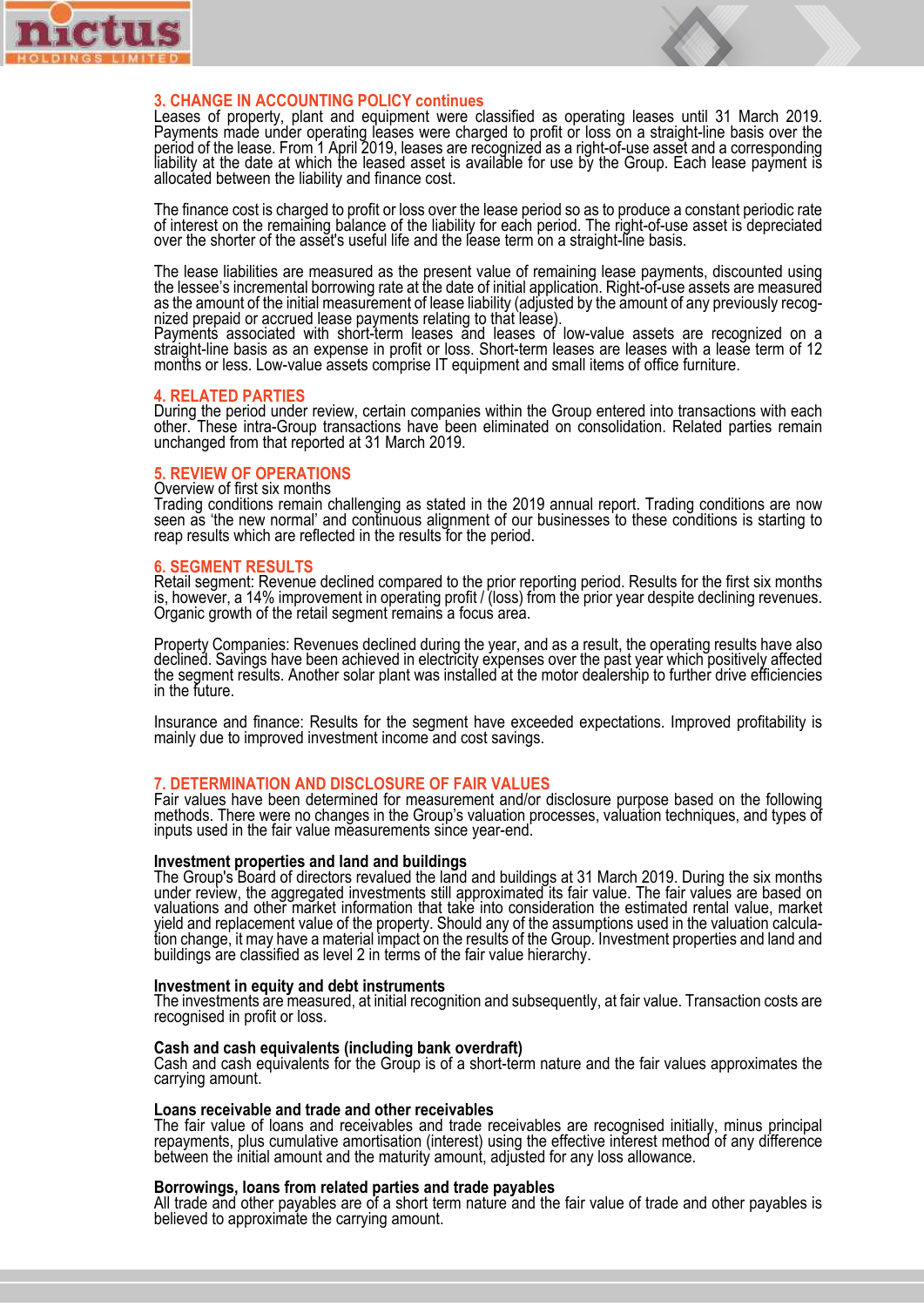## 3. CHANGE IN ACCOUNTING POLICY continues

Leases of property, plant and equipment were classified as operating leases until 31 March 2019. Payments made under operating leases were charged to profit or loss on a straight-line basis over the period of the lease. From 1 April 2019, leases are recognized as a right-of-use asset and a corresponding liability at the date at which the leased asset is available for use by the Group. Each lease payment is allocated between the liability and finance cost.

The finance cost is charged to profit or loss over the lease period so as to produce a constant periodic rate of interest on the remaining balance of the liability for each period. The right-of-use asset is depreciated over the shorter of the asset's useful life and the lease term on a straight-line basis.

The lease liabilities are measured as the present value of remaining lease payments, discounted using the lessee's incremental borrowing rate at the date of initial application. Right-of-use assets are measured as the amount of the initial measurement of lease liability (adjusted by the amount of any previously recognized prepaid or accrued lease payments relating to that lease).
Payments associated with short-term leases and leases of low-value assets are recognized on a straight-line basis as an expense in profit or loss. Short-term leases are leases with a lease term of 12 months or less. Low-value assets comprise IT equipment and small items of office furniture.

## 4. RELATED PARTIES

During the period under review, certain companies within the Group entered into transactions with each other. These intra-Group transactions have been eliminated on consolidation. Related parties remain unchanged from that reported at 31 March 2019.

## 5. REVIEW OF OPERATIONS

Overview of first six months
Trading conditions remain challenging as stated in the 2019 annual report. Trading conditions are now seen as 'the new normal' and continuous alignment of our businesses to these conditions is starting to reap results which are reflected in the results for the period.

## 6. SEGMENT RESULTS

Retail segment: Revenue declined compared to the prior reporting period. Results for the first six months is, however, a 14% improvement in operating profit / (loss) from the prior year despite declining revenues. Organic growth of the retail segment remains a focus area.

Property Companies: Revenues declined during the year, and as a result, the operating results have also declined. Savings have been achieved in electricity expenses over the past year which positively affected the segment results. Another solar plant was installed at the motor dealership to further drive efficiencies in the future.

Insurance and finance: Results for the segment have exceeded expectations. Improved profitability is mainly due to improved investment income and cost savings.

## 7. DETERMINATION AND DISCLOSURE OF FAIR VALUES

Fair values have been determined for measurement and/or disclosure purpose based on the following methods. There were no changes in the Group's valuation processes, valuation techniques, and types of inputs used in the fair value measurements since year-end.

**Investment properties and land and buildings**
The Group's Board of directors revalued the land and buildings at 31 March 2019. During the six months under review, the aggregated investments still approximated its fair value. The fair values are based on valuations and other market information that take into consideration the estimated rental value, market yield and replacement value of the property. Should any of the assumptions used in the valuation calculation change, it may have a material impact on the results of the Group. Investment properties and land and buildings are classified as level 2 in terms of the fair value hierarchy.

**Investment in equity and debt instruments**
The investments are measured, at initial recognition and subsequently, at fair value. Transaction costs are recognised in profit or loss.

**Cash and cash equivalents (including bank overdraft)**
Cash and cash equivalents for the Group is of a short-term nature and the fair values approximates the carrying amount.

**Loans receivable and trade and other receivables**
The fair value of loans and receivables and trade receivables are recognised initially, minus principal repayments, plus cumulative amortisation (interest) using the effective interest method of any difference between the initial amount and the maturity amount, adjusted for any loss allowance.

**Borrowings, loans from related parties and trade payables**
All trade and other payables are of a short term nature and the fair value of trade and other payables is believed to approximate the carrying amount.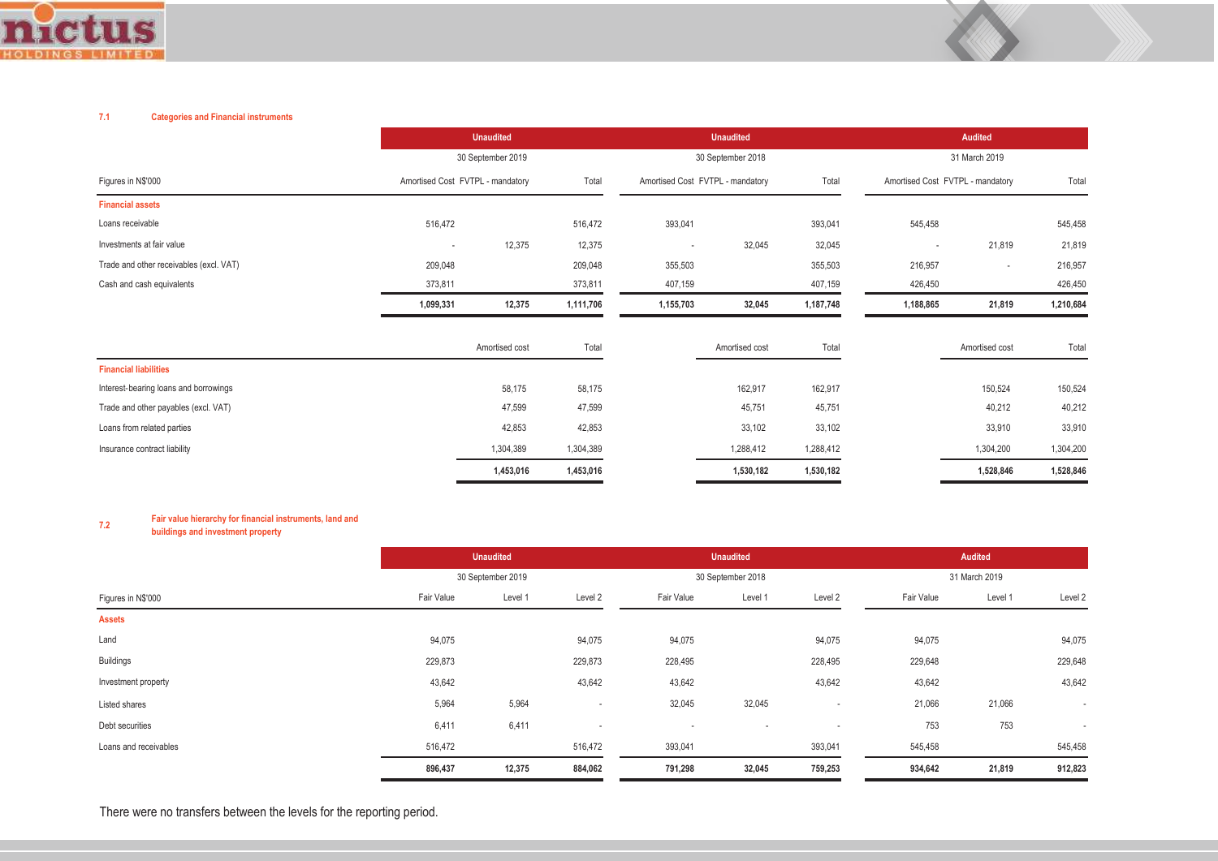### 7.1 Categories and Financial instruments

| Figures in N$'000 | Unaudited | | | Unaudited | | | Audited | | |
|---|---|---|---|---|---|---|---|---|---|
| | 30 September 2019 | | | 30 September 2018 | | | 31 March 2019 | | |
| | Amortised Cost | FVTPL - mandatory | Total | Amortised Cost | FVTPL - mandatory | Total | Amortised Cost | FVTPL - mandatory | Total |
| **Financial assets** | | | | | | | | | |
| Loans receivable | 516,472 | | 516,472 | 393,041 | | 393,041 | 545,458 | | 545,458 |
| Investments at fair value | - | 12,375 | 12,375 | - | 32,045 | 32,045 | - | 21,819 | 21,819 |
| Trade and other receivables (excl. VAT) | 209,048 | | 209,048 | 355,503 | | 355,503 | 216,957 | - | 216,957 |
| Cash and cash equivalents | 373,811 | | 373,811 | 407,159 | | 407,159 | 426,450 | | 426,450 |
| | **1,099,331** | **12,375** | **1,111,706** | **1,155,703** | **32,045** | **1,187,748** | **1,188,865** | **21,819** | **1,210,684** |

| Figures in N$'000 | 30 September 2019 Amortised cost | 30 September 2019 Total | 30 September 2018 Amortised cost | 30 September 2018 Total | 31 March 2019 Amortised cost | 31 March 2019 Total |
|---|---|---|---|---|---|---|
| **Financial liabilities** | | | | | | |
| Interest-bearing loans and borrowings | 58,175 | 58,175 | 162,917 | 162,917 | 150,524 | 150,524 |
| Trade and other payables (excl. VAT) | 47,599 | 47,599 | 45,751 | 45,751 | 40,212 | 40,212 |
| Loans from related parties | 42,853 | 42,853 | 33,102 | 33,102 | 33,910 | 33,910 |
| Insurance contract liability | 1,304,389 | 1,304,389 | 1,288,412 | 1,288,412 | 1,304,200 | 1,304,200 |
| | **1,453,016** | **1,453,016** | **1,530,182** | **1,530,182** | **1,528,846** | **1,528,846** |

### 7.2 Fair value hierarchy for financial instruments, land and buildings and investment property

| Figures in N$'000 | Unaudited | | | Unaudited | | | Audited | | |
|---|---|---|---|---|---|---|---|---|---|
| | 30 September 2019 | | | 30 September 2018 | | | 31 March 2019 | | |
| | Fair Value | Level 1 | Level 2 | Fair Value | Level 1 | Level 2 | Fair Value | Level 1 | Level 2 |
| **Assets** | | | | | | | | | |
| Land | 94,075 | | 94,075 | 94,075 | | 94,075 | 94,075 | | 94,075 |
| Buildings | 229,873 | | 229,873 | 228,495 | | 228,495 | 229,648 | | 229,648 |
| Investment property | 43,642 | | 43,642 | 43,642 | | 43,642 | 43,642 | | 43,642 |
| Listed shares | 5,964 | 5,964 | - | 32,045 | 32,045 | - | 21,066 | 21,066 | - |
| Debt securities | 6,411 | 6,411 | - | - | - | - | 753 | 753 | - |
| Loans and receivables | 516,472 | | 516,472 | 393,041 | | 393,041 | 545,458 | | 545,458 |
| | **896,437** | **12,375** | **884,062** | **791,298** | **32,045** | **759,253** | **934,642** | **21,819** | **912,823** |

There were no transfers between the levels for the reporting period.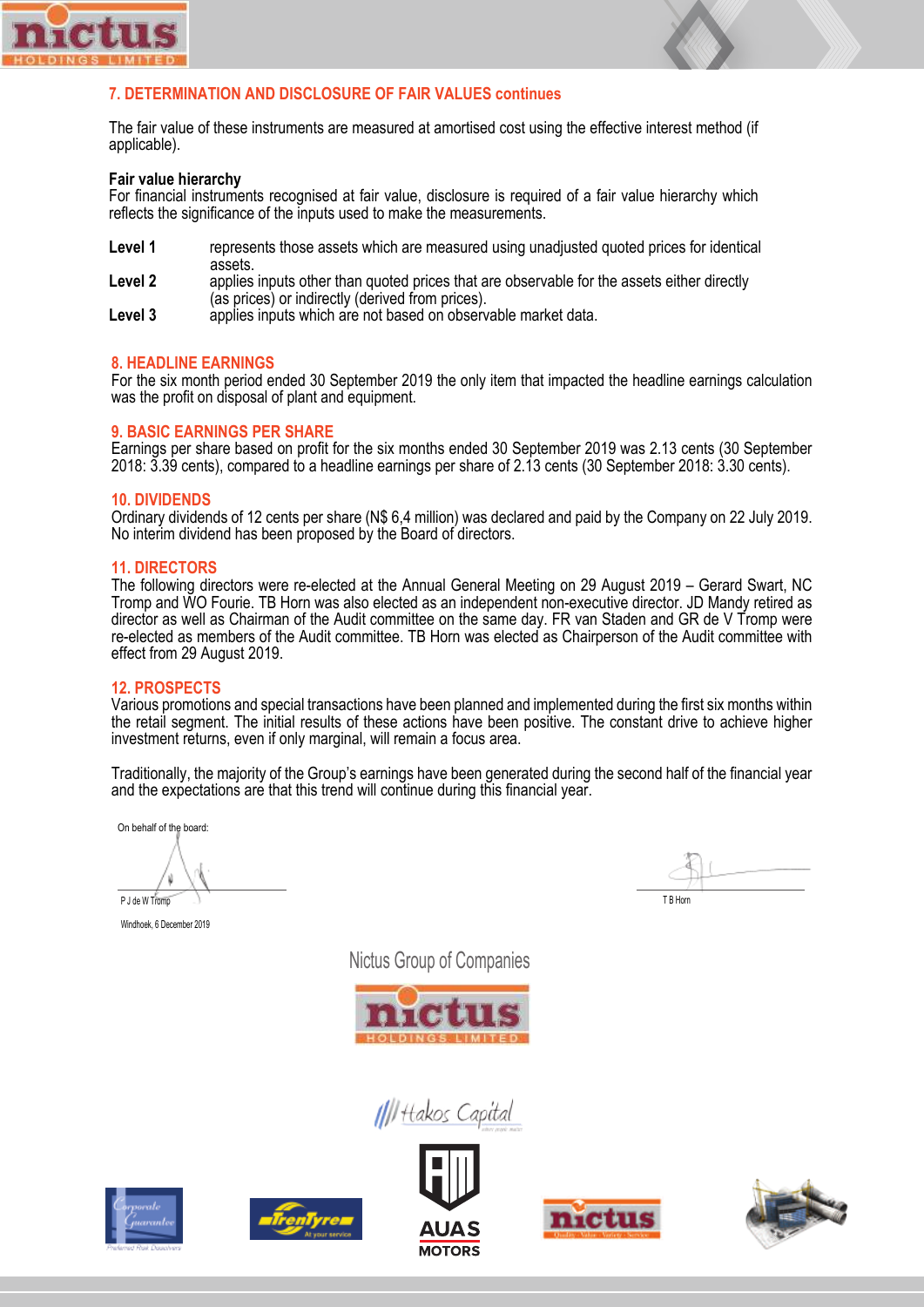## 7. DETERMINATION AND DISCLOSURE OF FAIR VALUES continues

The fair value of these instruments are measured at amortised cost using the effective interest method (if applicable).

**Fair value hierarchy**
For financial instruments recognised at fair value, disclosure is required of a fair value hierarchy which reflects the significance of the inputs used to make the measurements.

**Level 1** represents those assets which are measured using unadjusted quoted prices for identical assets.
**Level 2** applies inputs other than quoted prices that are observable for the assets either directly (as prices) or indirectly (derived from prices).
**Level 3** applies inputs which are not based on observable market data.

## 8. HEADLINE EARNINGS

For the six month period ended 30 September 2019 the only item that impacted the headline earnings calculation was the profit on disposal of plant and equipment.

## 9. BASIC EARNINGS PER SHARE

Earnings per share based on profit for the six months ended 30 September 2019 was 2.13 cents (30 September 2018: 3.39 cents), compared to a headline earnings per share of 2.13 cents (30 September 2018: 3.30 cents).

## 10. DIVIDENDS

Ordinary dividends of 12 cents per share (N$ 6,4 million) was declared and paid by the Company on 22 July 2019. No interim dividend has been proposed by the Board of directors.

## 11. DIRECTORS

The following directors were re-elected at the Annual General Meeting on 29 August 2019 – Gerard Swart, NC Tromp and WO Fourie. TB Horn was also elected as an independent non-executive director. JD Mandy retired as director as well as Chairman of the Audit committee on the same day. FR van Staden and GR de V Tromp were re-elected as members of the Audit committee. TB Horn was elected as Chairperson of the Audit committee with effect from 29 August 2019.

## 12. PROSPECTS

Various promotions and special transactions have been planned and implemented during the first six months within the retail segment. The initial results of these actions have been positive. The constant drive to achieve higher investment returns, even if only marginal, will remain a focus area.

Traditionally, the majority of the Group's earnings have been generated during the second half of the financial year and the expectations are that this trend will continue during this financial year.

On behalf of the board:

P J de W Tromp

T B Horn

Windhoek, 6 December 2019

Nictus Group of Companies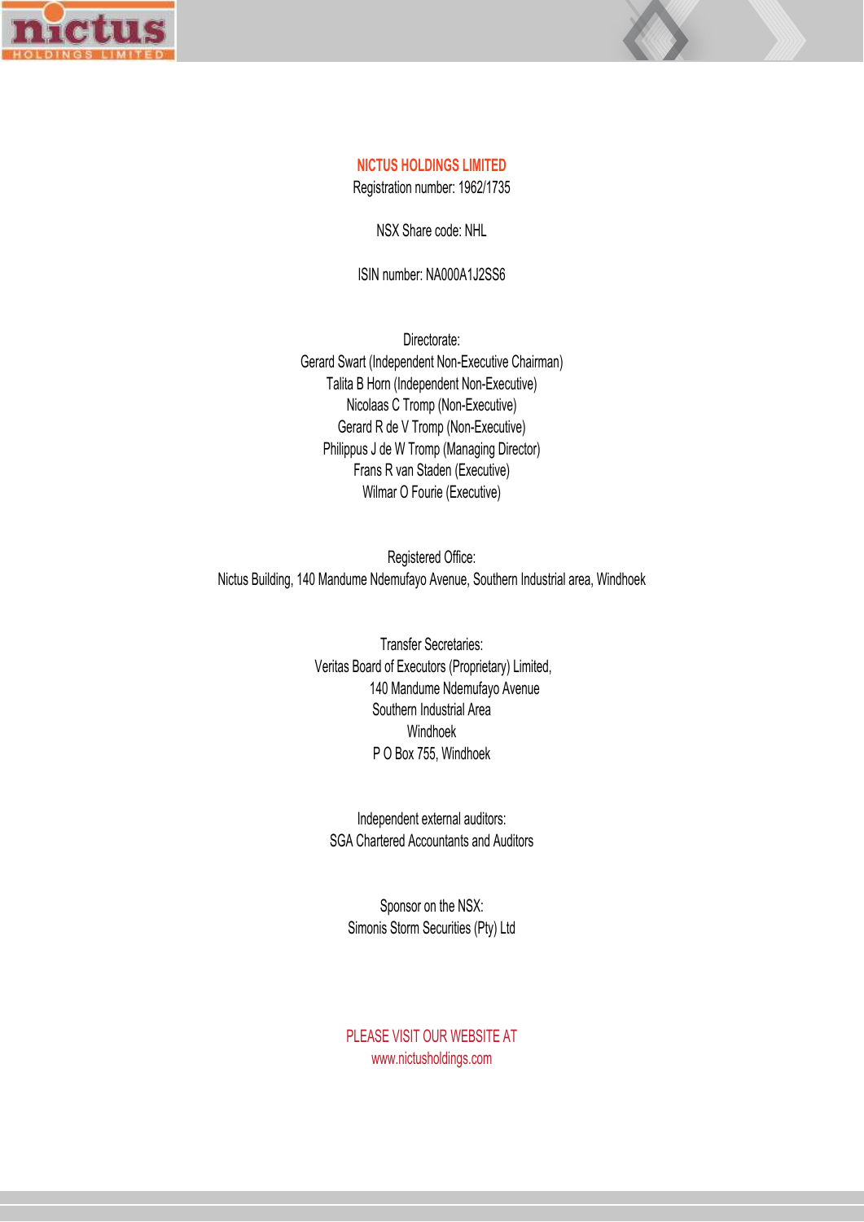# NICTUS HOLDINGS LIMITED

Registration number: 1962/1735

NSX Share code: NHL

ISIN number: NA000A1J2SS6

Directorate:
Gerard Swart (Independent Non-Executive Chairman)
Talita B Horn (Independent Non-Executive)
Nicolaas C Tromp (Non-Executive)
Gerard R de V Tromp (Non-Executive)
Philippus J de W Tromp (Managing Director)
Frans R van Staden (Executive)
Wilmar O Fourie (Executive)

Registered Office:
Nictus Building, 140 Mandume Ndemufayo Avenue, Southern Industrial area, Windhoek

Transfer Secretaries:
Veritas Board of Executors (Proprietary) Limited,
140 Mandume Ndemufayo Avenue
Southern Industrial Area
Windhoek
P O Box 755, Windhoek

Independent external auditors:
SGA Chartered Accountants and Auditors

Sponsor on the NSX:
Simonis Storm Securities (Pty) Ltd

PLEASE VISIT OUR WEBSITE AT
www.nictusholdings.com